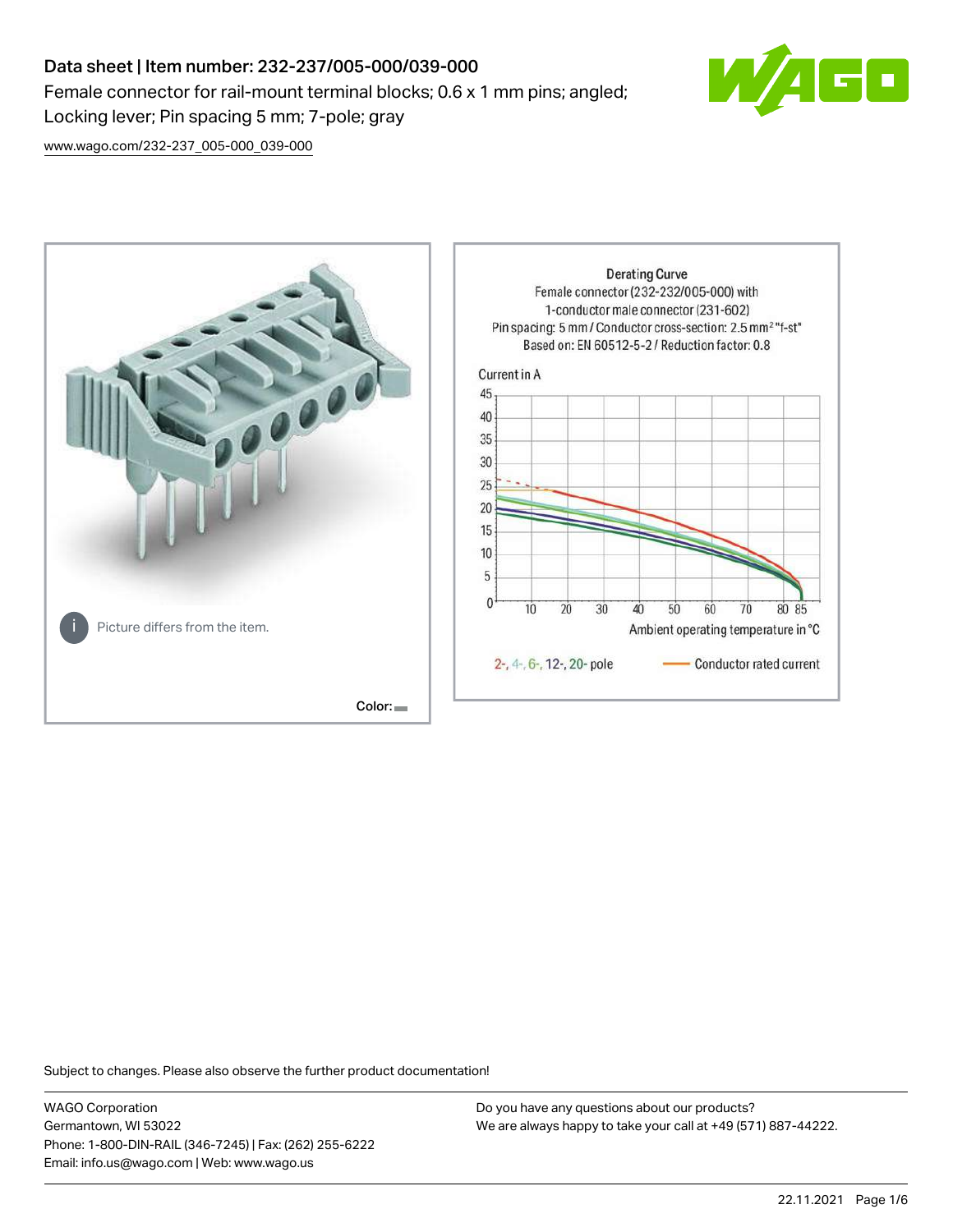# Data sheet | Item number: 232-237/005-000/039-000

Female connector for rail-mount terminal blocks; 0.6 x 1 mm pins; angled; Locking lever; Pin spacing 5 mm; 7-pole; gray

www.wago.com/232-237_005-000_039-000

Picture differs from the item.

Color:

Derating Curve
Female connector (232-232/005-000) with 1-conductor male connector (231-602)
Pin spacing: 5 mm / Conductor cross-section: 2.5 mm² "f-st"
Based on: EN 60512-5-2 / Reduction factor: 0.8

Current in A

Ambient operating temperature in °C

2-, 4-, 6-, 12-, 20- pole — Conductor rated current

Subject to changes. Please also observe the further product documentation!

WAGO Corporation
Germantown, WI 53022
Phone: 1-800-DIN-RAIL (346-7245) | Fax: (262) 255-6222
Email: info.us@wago.com | Web: www.wago.us

Do you have any questions about our products?
We are always happy to take your call at +49 (571) 887-44222.

22.11.2021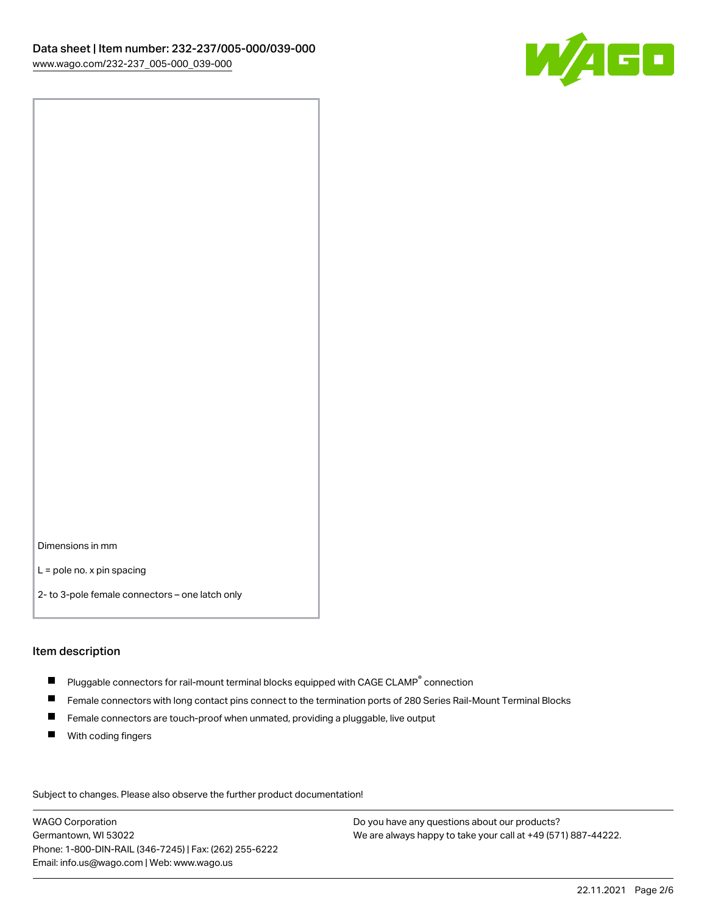Dimensions in mm

L = pole no. x pin spacing

2- to 3-pole female connectors – one latch only

## Item description

- Pluggable connectors for rail-mount terminal blocks equipped with CAGE CLAMP® connection
- Female connectors with long contact pins connect to the termination ports of 280 Series Rail-Mount Terminal Blocks
- Female connectors are touch-proof when unmated, providing a pluggable, live output
- With coding fingers

Subject to changes. Please also observe the further product documentation!

WAGO Corporation
Germantown, WI 53022
Phone: 1-800-DIN-RAIL (346-7245) | Fax: (262) 255-6222
Email: info.us@wago.com | Web: www.wago.us

Do you have any questions about our products?
We are always happy to take your call at +49 (571) 887-44222.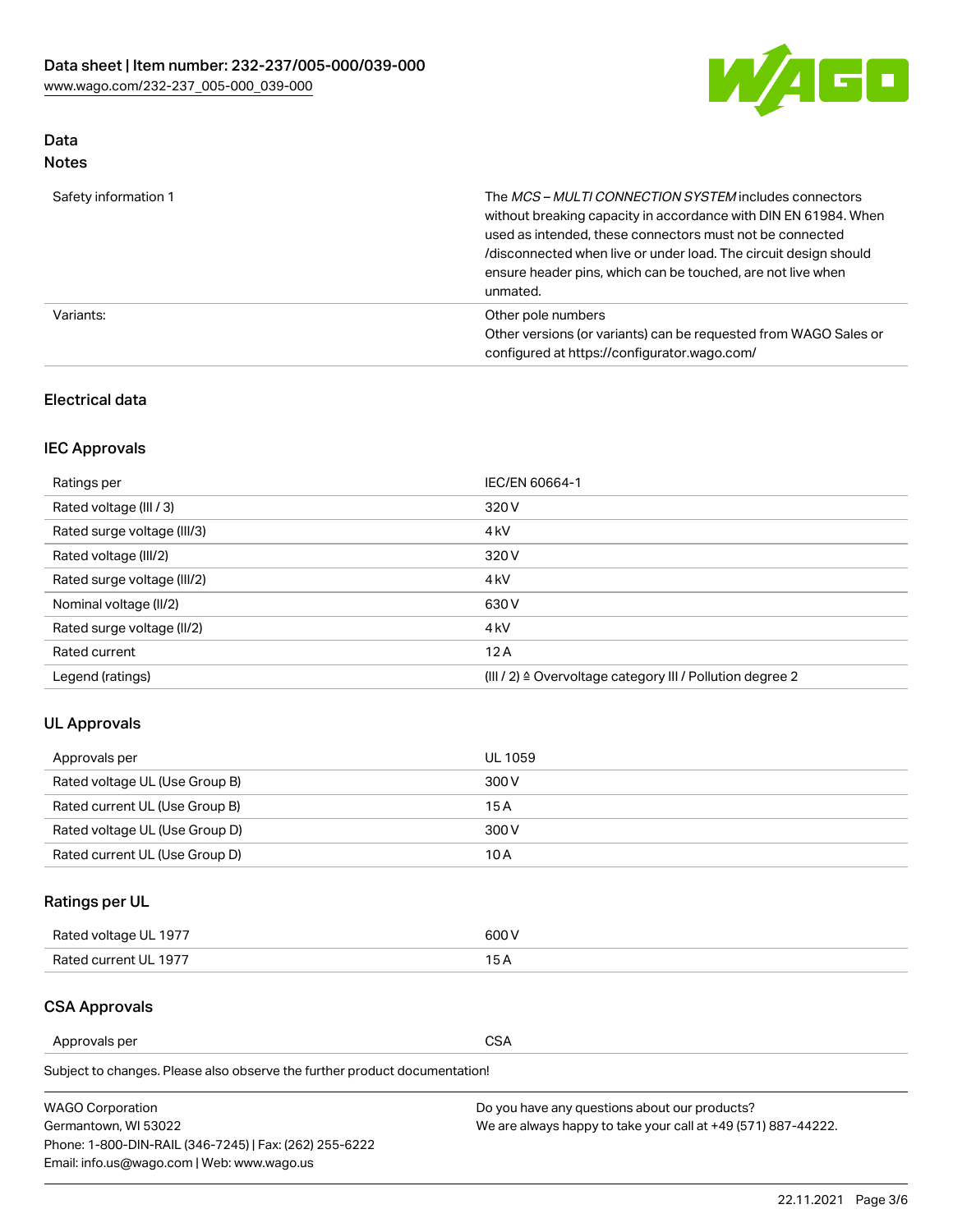## Data
### Notes

| | |
|---|---|
| Safety information 1 | The *MCS – MULTI CONNECTION SYSTEM* includes connectors without breaking capacity in accordance with DIN EN 61984. When used as intended, these connectors must not be connected /disconnected when live or under load. The circuit design should ensure header pins, which can be touched, are not live when unmated. |
| Variants: | Other pole numbers<br>Other versions (or variants) can be requested from WAGO Sales or configured at https://configurator.wago.com/ |

### Electrical data

### IEC Approvals

| | |
|---|---|
| Ratings per | IEC/EN 60664-1 |
| Rated voltage (III / 3) | 320 V |
| Rated surge voltage (III/3) | 4 kV |
| Rated voltage (III/2) | 320 V |
| Rated surge voltage (III/2) | 4 kV |
| Nominal voltage (II/2) | 630 V |
| Rated surge voltage (II/2) | 4 kV |
| Rated current | 12 A |
| Legend (ratings) | (III / 2) ≙ Overvoltage category III / Pollution degree 2 |

### UL Approvals

| | |
|---|---|
| Approvals per | UL 1059 |
| Rated voltage UL (Use Group B) | 300 V |
| Rated current UL (Use Group B) | 15 A |
| Rated voltage UL (Use Group D) | 300 V |
| Rated current UL (Use Group D) | 10 A |

### Ratings per UL

| | |
|---|---|
| Rated voltage UL 1977 | 600 V |
| Rated current UL 1977 | 15 A |

### CSA Approvals

| | |
|---|---|
| Approvals per | CSA |

Subject to changes. Please also observe the further product documentation!

WAGO Corporation
Germantown, WI 53022
Phone: 1-800-DIN-RAIL (346-7245) | Fax: (262) 255-6222
Email: info.us@wago.com | Web: www.wago.us

Do you have any questions about our products?
We are always happy to take your call at +49 (571) 887-44222.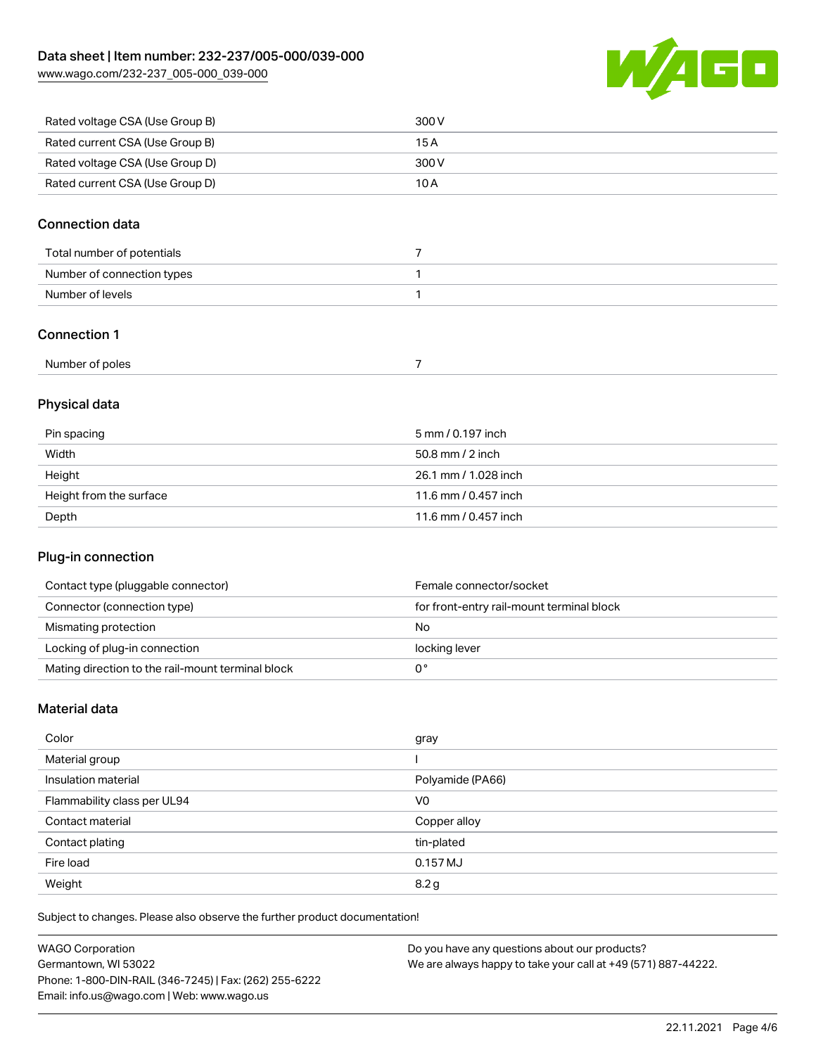| Rated voltage CSA (Use Group B) | 300 V |
| --- | --- |
| Rated current CSA (Use Group B) | 15 A |
| Rated voltage CSA (Use Group D) | 300 V |
| Rated current CSA (Use Group D) | 10 A |

## Connection data

| Total number of potentials | 7 |
| --- | --- |
| Number of connection types | 1 |
| Number of levels | 1 |

## Connection 1

| Number of poles | 7 |
| --- | --- |

## Physical data

| Pin spacing | 5 mm / 0.197 inch |
| --- | --- |
| Width | 50.8 mm / 2 inch |
| Height | 26.1 mm / 1.028 inch |
| Height from the surface | 11.6 mm / 0.457 inch |
| Depth | 11.6 mm / 0.457 inch |

## Plug-in connection

| Contact type (pluggable connector) | Female connector/socket |
| --- | --- |
| Connector (connection type) | for front-entry rail-mount terminal block |
| Mismating protection | No |
| Locking of plug-in connection | locking lever |
| Mating direction to the rail-mount terminal block | 0 ° |

## Material data

| Color | gray |
| --- | --- |
| Material group | I |
| Insulation material | Polyamide (PA66) |
| Flammability class per UL94 | V0 |
| Contact material | Copper alloy |
| Contact plating | tin-plated |
| Fire load | 0.157 MJ |
| Weight | 8.2 g |

Subject to changes. Please also observe the further product documentation!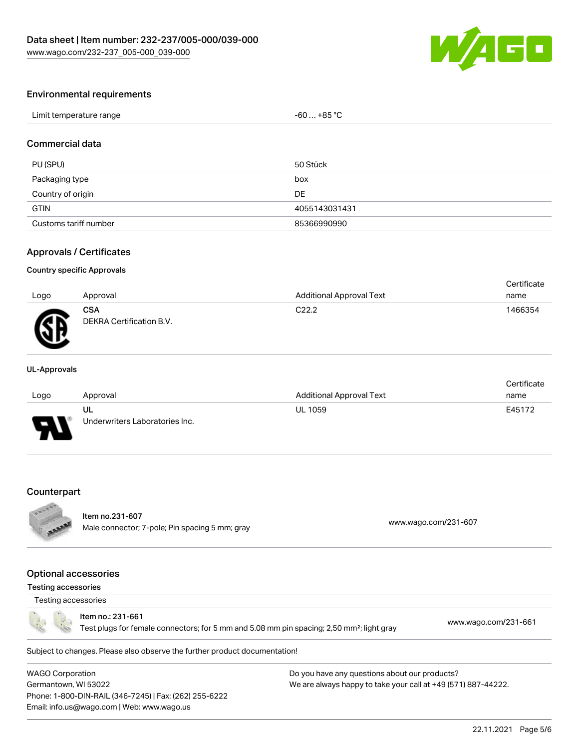## Environmental requirements

| Limit temperature range | -60 … +85 °C |
|---|---|

## Commercial data

| PU (SPU) | 50 Stück |
|---|---|
| Packaging type | box |
| Country of origin | DE |
| GTIN | 4055143031431 |
| Customs tariff number | 85366990990 |

## Approvals / Certificates

### Country specific Approvals

| Logo | Approval | Additional Approval Text | Certificate name |
|---|---|---|---|
| | **CSA** DEKRA Certification B.V. | C22.2 | 1466354 |

### UL-Approvals

| Logo | Approval | Additional Approval Text | Certificate name |
|---|---|---|---|
| | **UL** Underwriters Laboratories Inc. | UL 1059 | E45172 |

## Counterpart

**Item no.231-607**
Male connector; 7-pole; Pin spacing 5 mm; gray
www.wago.com/231-607

## Optional accessories

### Testing accessories

Testing accessories

Item no.: 231-661
Test plugs for female connectors; for 5 mm and 5.08 mm pin spacing; 2,50 mm²; light gray
www.wago.com/231-661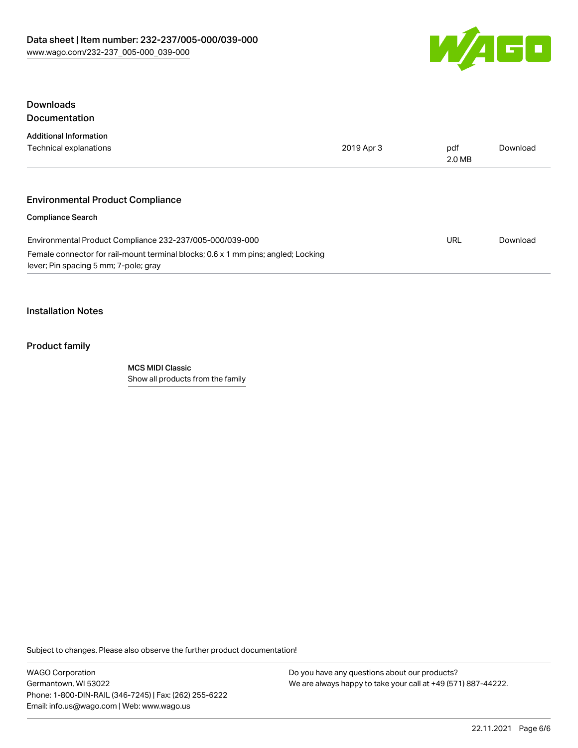## Downloads

### Documentation

**Additional Information**

| | | | |
|---|---|---|---|
| Technical explanations | 2019 Apr 3 | pdf 2.0 MB | Download |

### Environmental Product Compliance

**Compliance Search**

| | | |
|---|---|---|
| Environmental Product Compliance 232-237/005-000/039-000 Female connector for rail-mount terminal blocks; 0.6 x 1 mm pins; angled; Locking lever; Pin spacing 5 mm; 7-pole; gray | URL | Download |

### Installation Notes

### Product family

MCS MIDI Classic
Show all products from the family

Subject to changes. Please also observe the further product documentation!

WAGO Corporation
Germantown, WI 53022
Phone: 1-800-DIN-RAIL (346-7245) | Fax: (262) 255-6222
Email: info.us@wago.com | Web: www.wago.us

Do you have any questions about our products?
We are always happy to take your call at +49 (571) 887-44222.